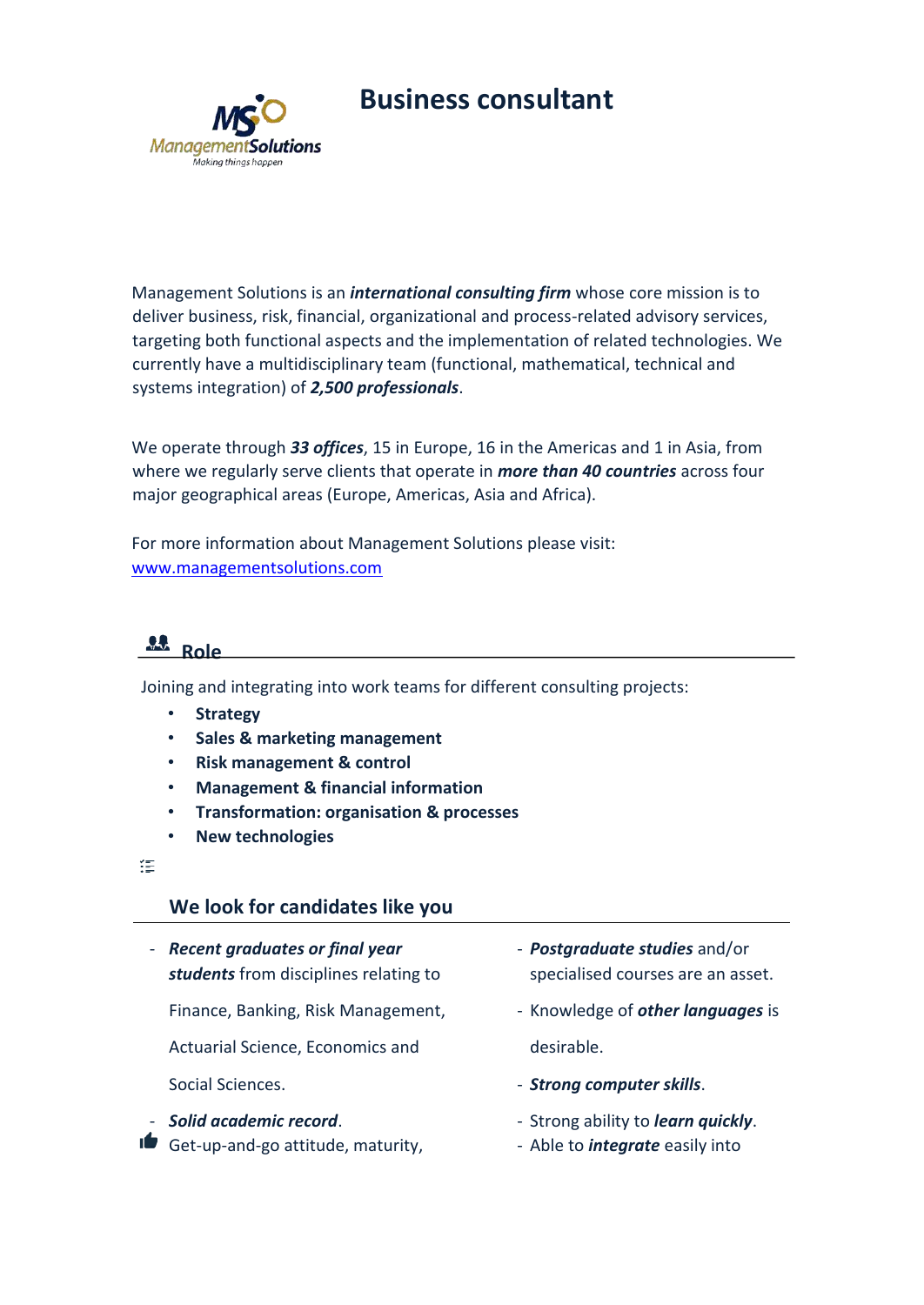# Business consultant

Management Solutions is an ***international consulting firm*** whose core mission is to deliver business, risk, financial, organizational and process-related advisory services, targeting both functional aspects and the implementation of related technologies. We currently have a multidisciplinary team (functional, mathematical, technical and systems integration) of ***2,500 professionals***.

We operate through ***33 offices***, 15 in Europe, 16 in the Americas and 1 in Asia, from where we regularly serve clients that operate in ***more than 40 countries*** across four major geographical areas (Europe, Americas, Asia and Africa).

For more information about Management Solutions please visit: www.managementsolutions.com

## Role

Joining and integrating into work teams for different consulting projects:

- **Strategy**
- **Sales & marketing management**
- **Risk management & control**
- **Management & financial information**
- **Transformation: organisation & processes**
- **New technologies**

## We look for candidates like you

- ***Recent graduates or final year students*** from disciplines relating to Finance, Banking, Risk Management, Actuarial Science, Economics and Social Sciences.
- ***Solid academic record***.
- Get-up-and-go attitude, maturity,
- ***Postgraduate studies*** and/or specialised courses are an asset.
- Knowledge of ***other languages*** is desirable.
- ***Strong computer skills***.
- Strong ability to ***learn quickly***.
- Able to ***integrate*** easily into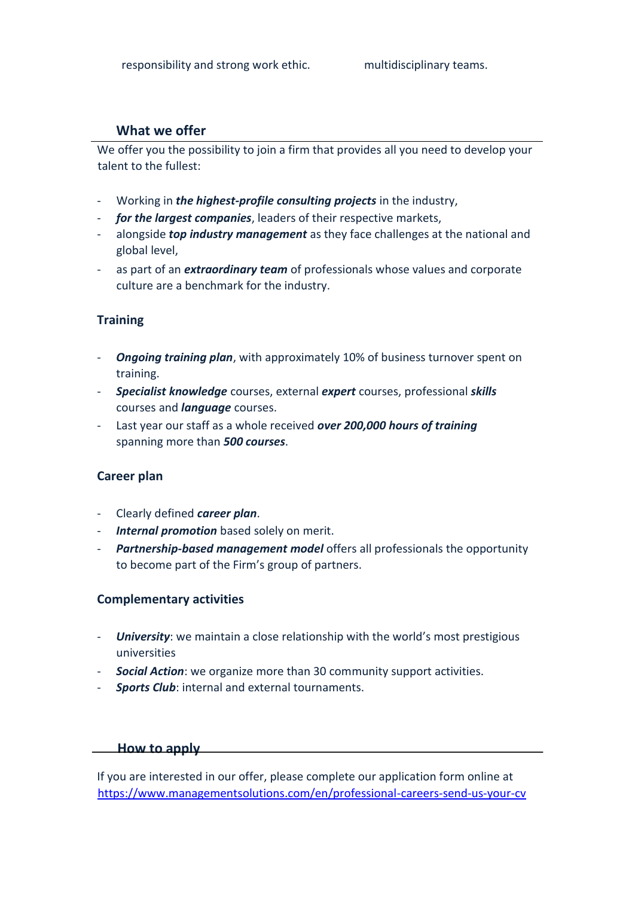responsibility and strong work ethic.

multidisciplinary teams.

## What we offer

We offer you the possibility to join a firm that provides all you need to develop your talent to the fullest:

- Working in ***the highest-profile consulting projects*** in the industry,
- ***for the largest companies***, leaders of their respective markets,
- alongside ***top industry management*** as they face challenges at the national and global level,
- as part of an ***extraordinary team*** of professionals whose values and corporate culture are a benchmark for the industry.

### Training

- ***Ongoing training plan***, with approximately 10% of business turnover spent on training.
- ***Specialist knowledge*** courses, external ***expert*** courses, professional ***skills*** courses and ***language*** courses.
- Last year our staff as a whole received ***over 200,000 hours of training*** spanning more than ***500 courses***.

### Career plan

- Clearly defined ***career plan***.
- ***Internal promotion*** based solely on merit.
- ***Partnership-based management model*** offers all professionals the opportunity to become part of the Firm's group of partners.

### Complementary activities

- ***University***: we maintain a close relationship with the world's most prestigious universities
- ***Social Action***: we organize more than 30 community support activities.
- ***Sports Club***: internal and external tournaments.

## How to apply

If you are interested in our offer, please complete our application form online at https://www.managementsolutions.com/en/professional-careers-send-us-your-cv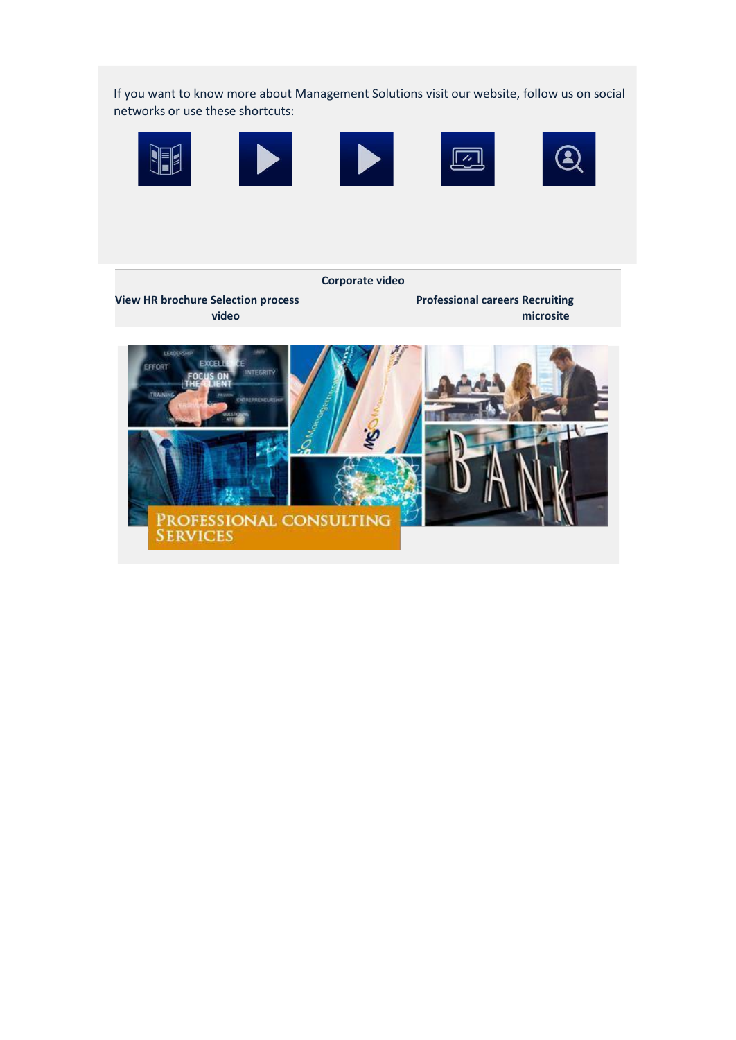If you want to know more about Management Solutions visit our website, follow us on social networks or use these shortcuts:

**Corporate video**

**View HR brochure Selection process video**

**Professional careers Recruiting microsite**